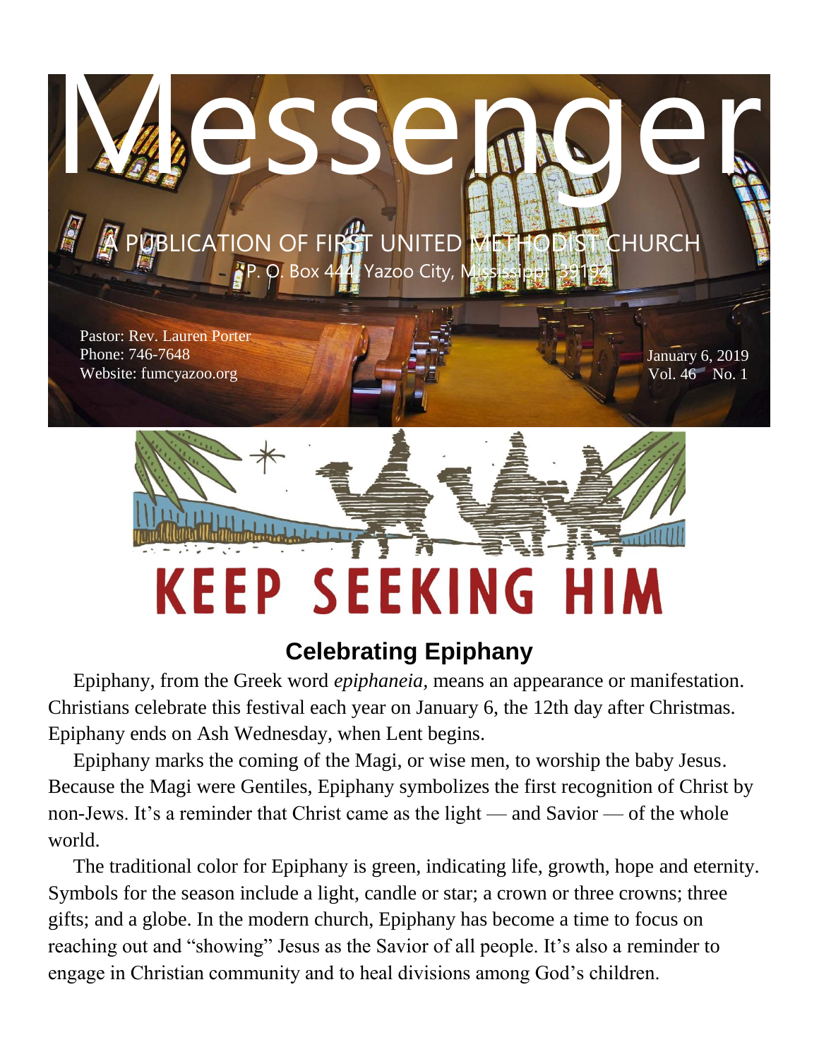# Messenger

A PUBLICATION OF FIRST UNITED METHODIST CHURCH

P. O. Box 444, Yazoo City, Mississippi 39194

Pastor: Rev. Lauren Porter
Phone: 746-7648
Website: fumcyazoo.org

January 6, 2019
Vol. 46 No. 1

KEEP SEEKING HIM

## Celebrating Epiphany

Epiphany, from the Greek word *epiphaneia*, means an appearance or manifestation. Christians celebrate this festival each year on January 6, the 12th day after Christmas. Epiphany ends on Ash Wednesday, when Lent begins.

Epiphany marks the coming of the Magi, or wise men, to worship the baby Jesus. Because the Magi were Gentiles, Epiphany symbolizes the first recognition of Christ by non-Jews. It's a reminder that Christ came as the light — and Savior — of the whole world.

The traditional color for Epiphany is green, indicating life, growth, hope and eternity. Symbols for the season include a light, candle or star; a crown or three crowns; three gifts; and a globe. In the modern church, Epiphany has become a time to focus on reaching out and "showing" Jesus as the Savior of all people. It's also a reminder to engage in Christian community and to heal divisions among God's children.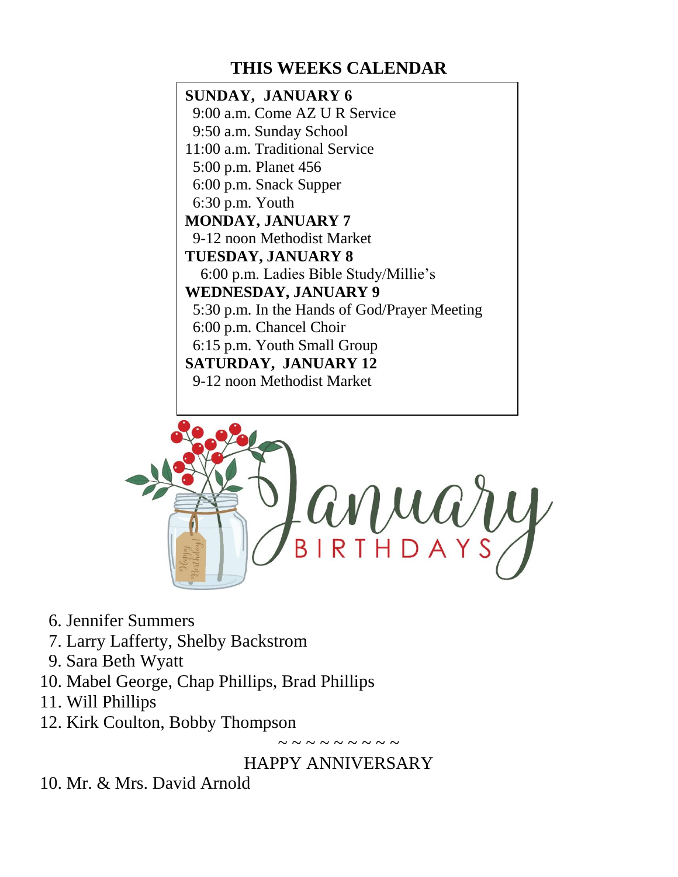## THIS WEEKS CALENDAR

**SUNDAY, JANUARY 6**

9:00 a.m. Come AZ U R Service
9:50 a.m. Sunday School
11:00 a.m. Traditional Service
5:00 p.m. Planet 456
6:00 p.m. Snack Supper
6:30 p.m. Youth

**MONDAY, JANUARY 7**

9-12 noon Methodist Market

**TUESDAY, JANUARY 8**

6:00 p.m. Ladies Bible Study/Millie's

**WEDNESDAY, JANUARY 9**

5:30 p.m. In the Hands of God/Prayer Meeting
6:00 p.m. Chancel Choir
6:15 p.m. Youth Small Group

**SATURDAY, JANUARY 12**

9-12 noon Methodist Market

## January BIRTHDAYS

6. Jennifer Summers
7. Larry Lafferty, Shelby Backstrom
9. Sara Beth Wyatt
10. Mabel George, Chap Phillips, Brad Phillips
11. Will Phillips
12. Kirk Coulton, Bobby Thompson

~ ~ ~ ~ ~ ~ ~ ~ ~ ~

HAPPY ANNIVERSARY

10. Mr. & Mrs. David Arnold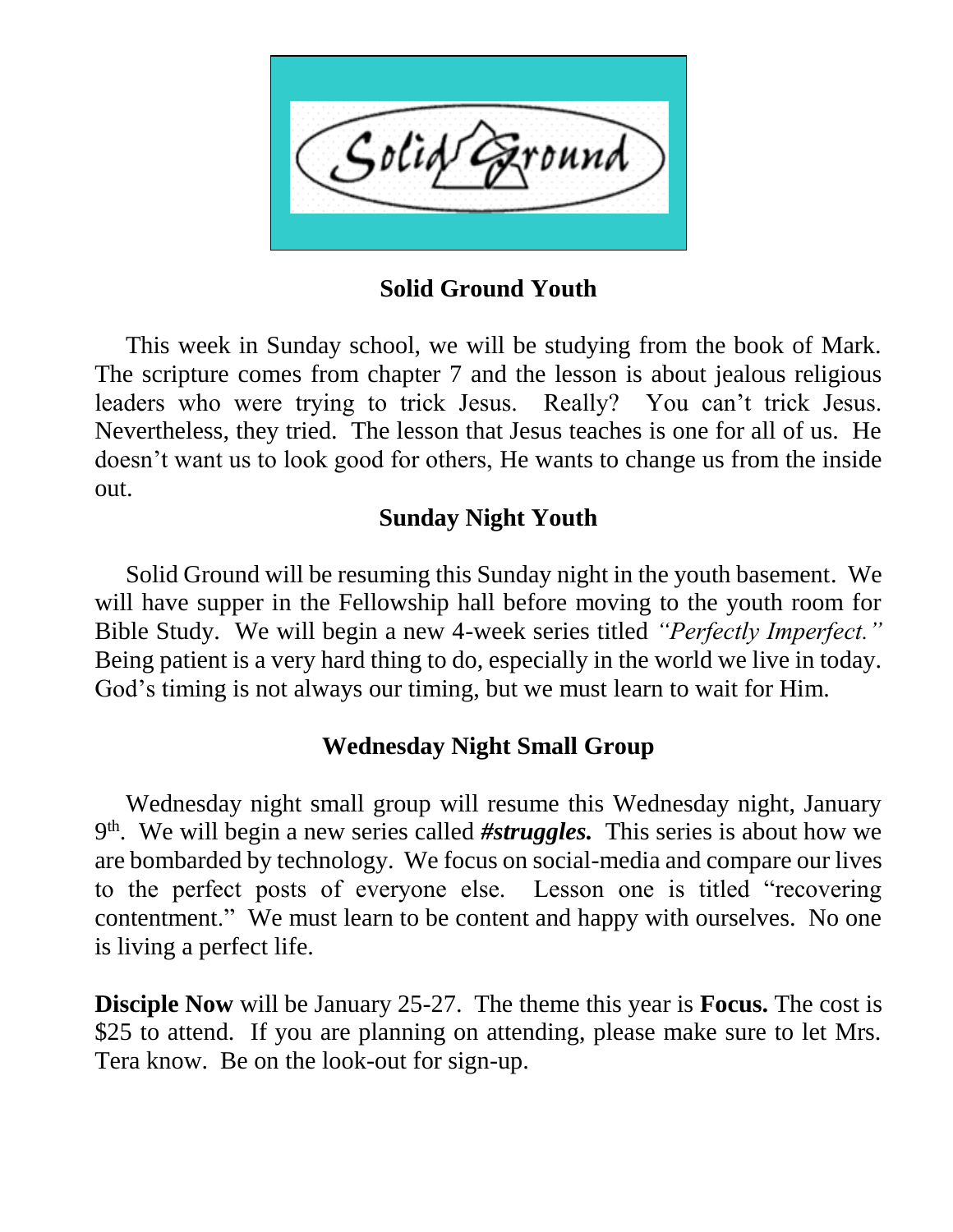## Solid Ground Youth

This week in Sunday school, we will be studying from the book of Mark. The scripture comes from chapter 7 and the lesson is about jealous religious leaders who were trying to trick Jesus. Really? You can't trick Jesus. Nevertheless, they tried. The lesson that Jesus teaches is one for all of us. He doesn't want us to look good for others, He wants to change us from the inside out.

## Sunday Night Youth

Solid Ground will be resuming this Sunday night in the youth basement. We will have supper in the Fellowship hall before moving to the youth room for Bible Study. We will begin a new 4-week series titled *"Perfectly Imperfect."* Being patient is a very hard thing to do, especially in the world we live in today. God's timing is not always our timing, but we must learn to wait for Him.

## Wednesday Night Small Group

Wednesday night small group will resume this Wednesday night, January 9th. We will begin a new series called ***#struggles.*** This series is about how we are bombarded by technology. We focus on social-media and compare our lives to the perfect posts of everyone else. Lesson one is titled "recovering contentment." We must learn to be content and happy with ourselves. No one is living a perfect life.

**Disciple Now** will be January 25-27. The theme this year is **Focus.** The cost is $25 to attend. If you are planning on attending, please make sure to let Mrs. Tera know. Be on the look-out for sign-up.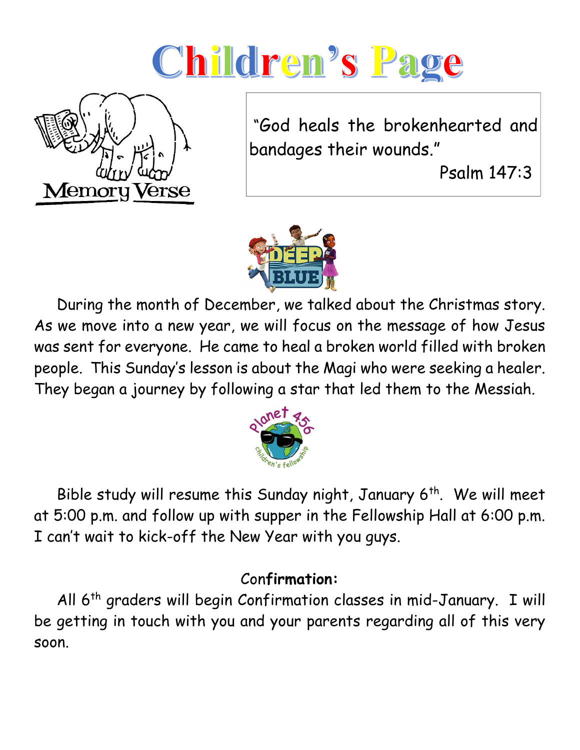# Children's Page

Memory Verse

"God heals the brokenhearted and bandages their wounds."

Psalm 147:3

During the month of December, we talked about the Christmas story. As we move into a new year, we will focus on the message of how Jesus was sent for everyone. He came to heal a broken world filled with broken people. This Sunday's lesson is about the Magi who were seeking a healer. They began a journey by following a star that led them to the Messiah.

Bible study will resume this Sunday night, January 6th. We will meet at 5:00 p.m. and follow up with supper in the Fellowship Hall at 6:00 p.m. I can't wait to kick-off the New Year with you guys.

**Confirmation:**

All 6th graders will begin Confirmation classes in mid-January. I will be getting in touch with you and your parents regarding all of this very soon.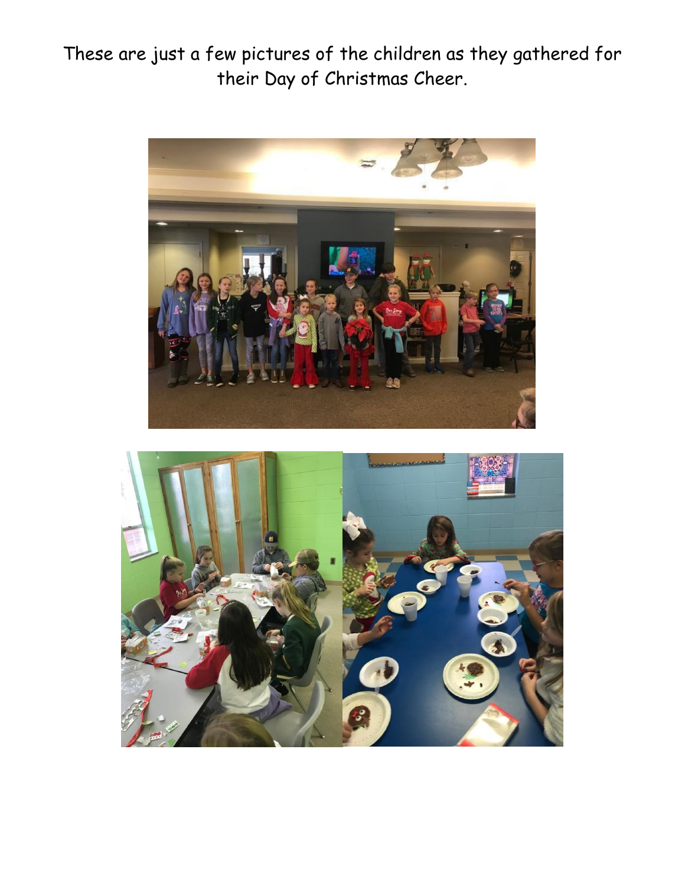These are just a few pictures of the children as they gathered for their Day of Christmas Cheer.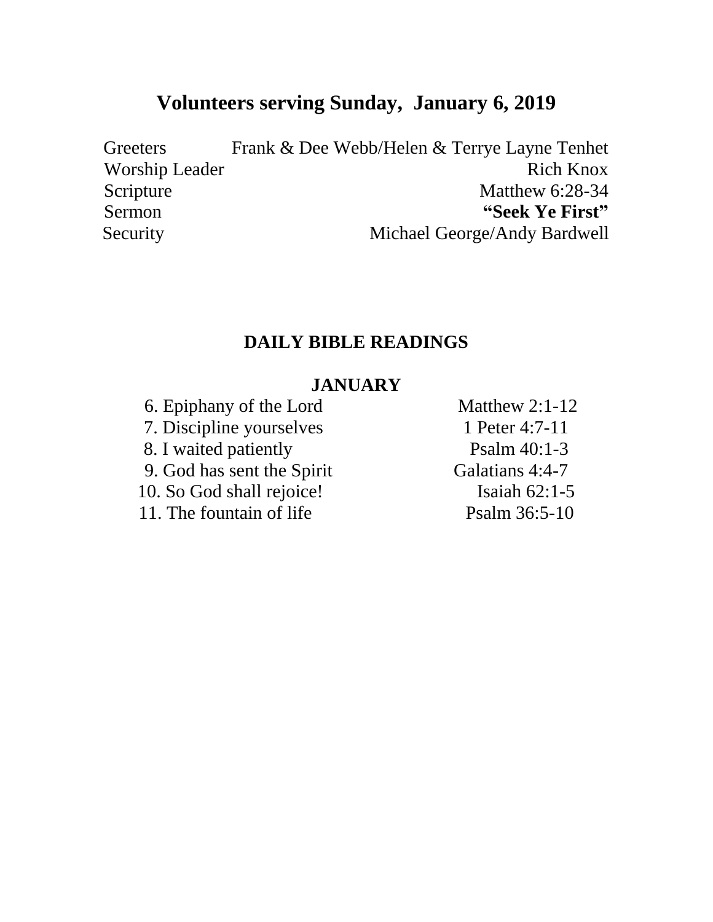## Volunteers serving Sunday, January 6, 2019

| | |
|---|---|
| Greeters | Frank & Dee Webb/Helen & Terrye Layne Tenhet |
| Worship Leader | Rich Knox |
| Scripture | Matthew 6:28-34 |
| Sermon | **"Seek Ye First"** |
| Security | Michael George/Andy Bardwell |

## DAILY BIBLE READINGS

### JANUARY

| | |
|---|---|
| 6. Epiphany of the Lord | Matthew 2:1-12 |
| 7. Discipline yourselves | 1 Peter 4:7-11 |
| 8. I waited patiently | Psalm 40:1-3 |
| 9. God has sent the Spirit | Galatians 4:4-7 |
| 10. So God shall rejoice! | Isaiah 62:1-5 |
| 11. The fountain of life | Psalm 36:5-10 |